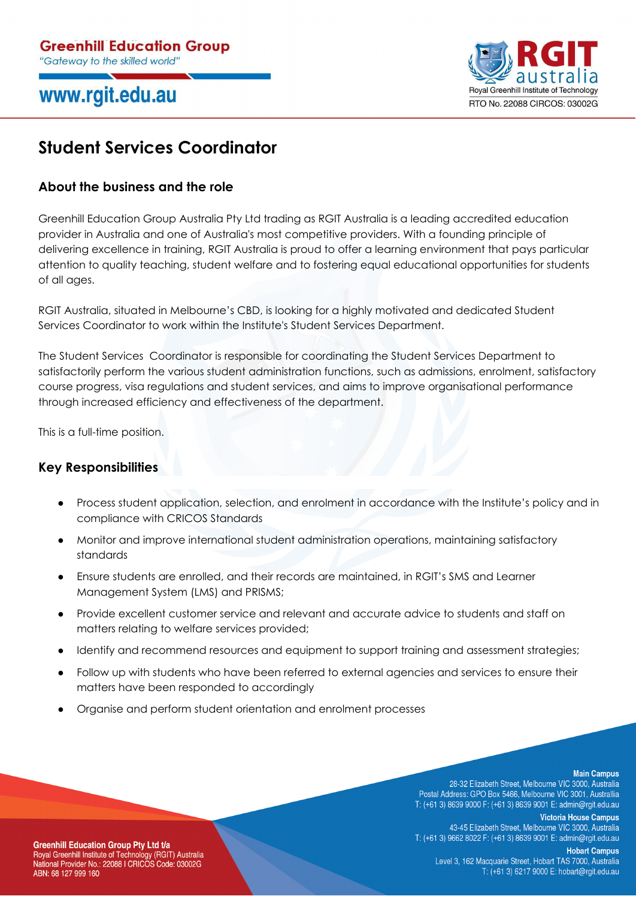# Student Services Coordinator

## About the business and the role

Greenhill Education Group Australia Pty Ltd trading as RGIT Australia is a leading accredited education provider in Australia and one of Australia's most competitive providers. With a founding principle of delivering excellence in training, RGIT Australia is proud to offer a learning environment that pays particular attention to quality teaching, student welfare and to fostering equal educational opportunities for students of all ages.

RGIT Australia, situated in Melbourne's CBD, is looking for a highly motivated and dedicated Student Services Coordinator to work within the Institute's Student Services Department.

The Student Services Coordinator is responsible for coordinating the Student Services Department to satisfactorily perform the various student administration functions, such as admissions, enrolment, satisfactory course progress, visa regulations and student services, and aims to improve organisational performance through increased efficiency and effectiveness of the department.

This is a full-time position.

## Key Responsibilities

- Process student application, selection, and enrolment in accordance with the Institute's policy and in compliance with CRICOS Standards
- Monitor and improve international student administration operations, maintaining satisfactory standards
- Ensure students are enrolled, and their records are maintained, in RGIT's SMS and Learner Management System (LMS) and PRISMS;
- Provide excellent customer service and relevant and accurate advice to students and staff on matters relating to welfare services provided;
- Identify and recommend resources and equipment to support training and assessment strategies;
- Follow up with students who have been referred to external agencies and services to ensure their matters have been responded to accordingly
- Organise and perform student orientation and enrolment processes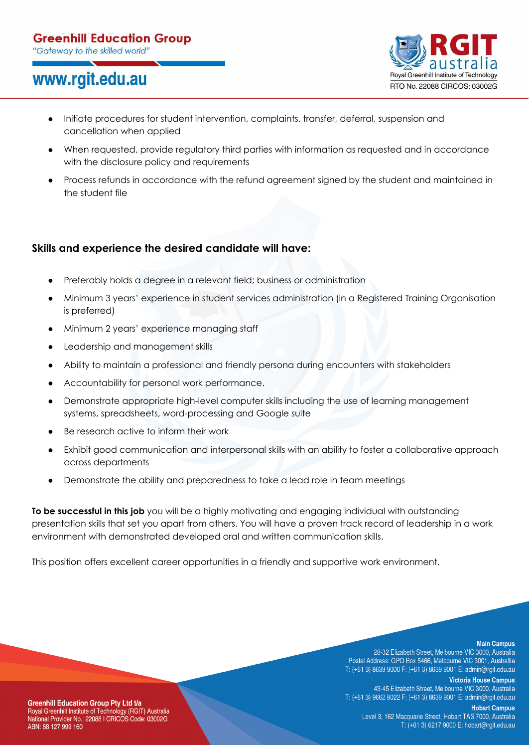- Initiate procedures for student intervention, complaints, transfer, deferral, suspension and cancellation when applied
- When requested, provide regulatory third parties with information as requested and in accordance with the disclosure policy and requirements
- Process refunds in accordance with the refund agreement signed by the student and maintained in the student file

### Skills and experience the desired candidate will have:

- Preferably holds a degree in a relevant field; business or administration
- Minimum 3 years' experience in student services administration (in a Registered Training Organisation is preferred)
- Minimum 2 years' experience managing staff
- Leadership and management skills
- Ability to maintain a professional and friendly persona during encounters with stakeholders
- Accountability for personal work performance.
- Demonstrate appropriate high-level computer skills including the use of learning management systems, spreadsheets, word-processing and Google suite
- Be research active to inform their work
- Exhibit good communication and interpersonal skills with an ability to foster a collaborative approach across departments
- Demonstrate the ability and preparedness to take a lead role in team meetings

**To be successful in this job** you will be a highly motivating and engaging individual with outstanding presentation skills that set you apart from others. You will have a proven track record of leadership in a work environment with demonstrated developed oral and written communication skills.

This position offers excellent career opportunities in a friendly and supportive work environment.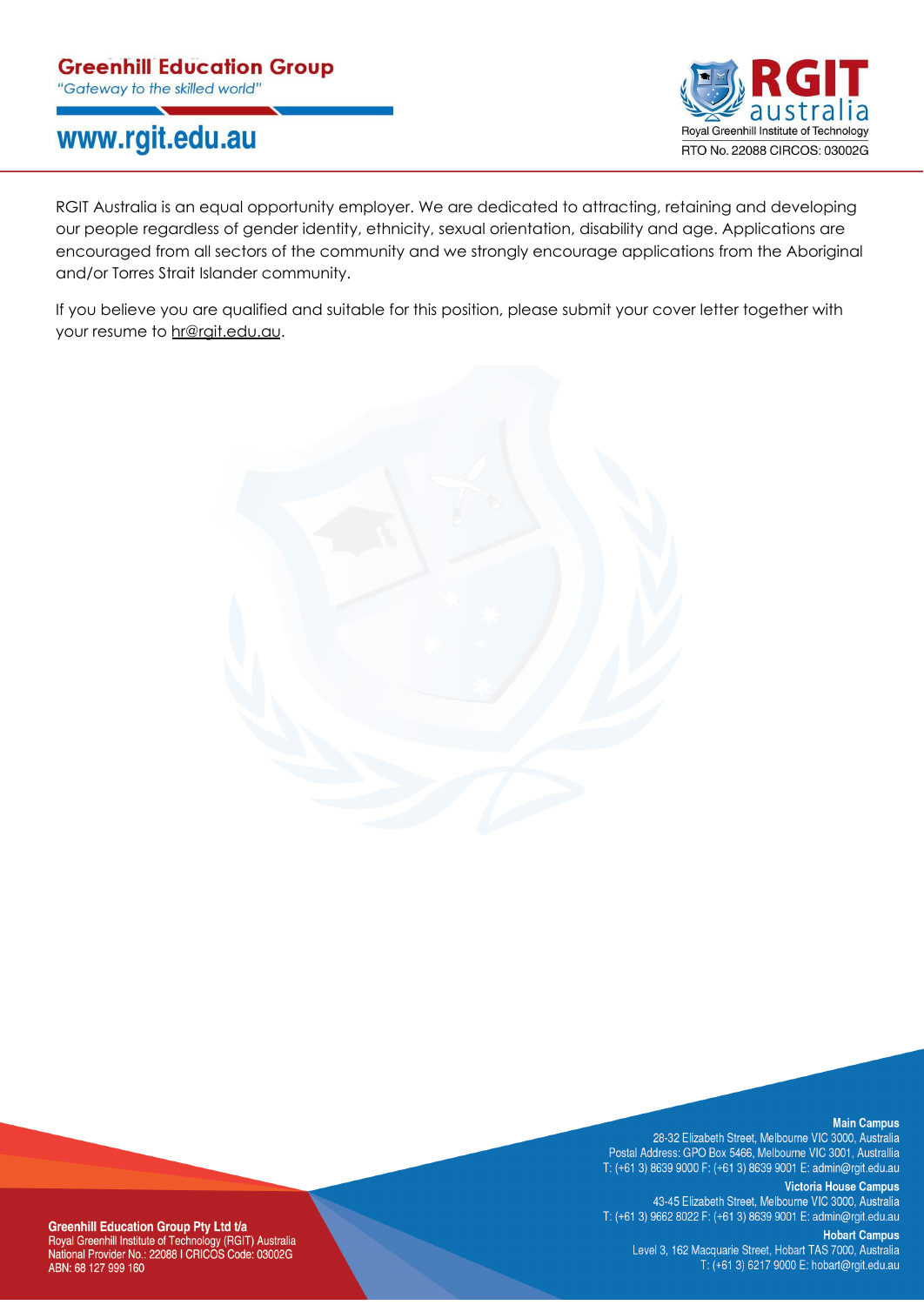RGIT Australia is an equal opportunity employer. We are dedicated to attracting, retaining and developing our people regardless of gender identity, ethnicity, sexual orientation, disability and age. Applications are encouraged from all sectors of the community and we strongly encourage applications from the Aboriginal and/or Torres Strait Islander community.

If you believe you are qualified and suitable for this position, please submit your cover letter together with your resume to hr@rgit.edu.au.